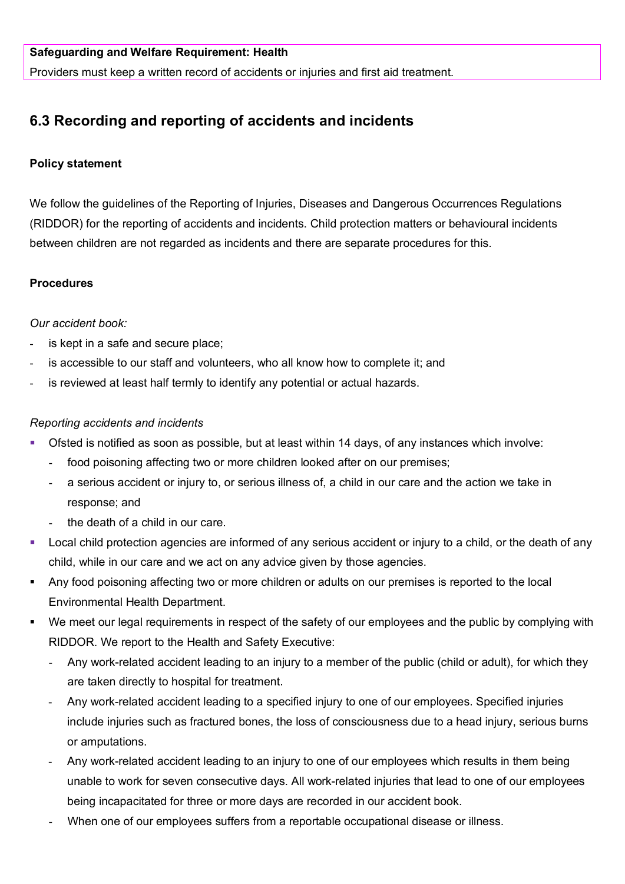**Safeguarding and Welfare Requirement: Health**

Providers must keep a written record of accidents or injuries and first aid treatment.

## 6.3 Recording and reporting of accidents and incidents

**Policy statement**

We follow the guidelines of the Reporting of Injuries, Diseases and Dangerous Occurrences Regulations (RIDDOR) for the reporting of accidents and incidents. Child protection matters or behavioural incidents between children are not regarded as incidents and there are separate procedures for this.

**Procedures**

*Our accident book:*

- is kept in a safe and secure place;
- is accessible to our staff and volunteers, who all know how to complete it; and
- is reviewed at least half termly to identify any potential or actual hazards.

*Reporting accidents and incidents*

- Ofsted is notified as soon as possible, but at least within 14 days, of any instances which involve:
  - food poisoning affecting two or more children looked after on our premises;
  - a serious accident or injury to, or serious illness of, a child in our care and the action we take in response; and
  - the death of a child in our care.
- Local child protection agencies are informed of any serious accident or injury to a child, or the death of any child, while in our care and we act on any advice given by those agencies.
- Any food poisoning affecting two or more children or adults on our premises is reported to the local Environmental Health Department.
- We meet our legal requirements in respect of the safety of our employees and the public by complying with RIDDOR. We report to the Health and Safety Executive:
  - Any work-related accident leading to an injury to a member of the public (child or adult), for which they are taken directly to hospital for treatment.
  - Any work-related accident leading to a specified injury to one of our employees. Specified injuries include injuries such as fractured bones, the loss of consciousness due to a head injury, serious burns or amputations.
  - Any work-related accident leading to an injury to one of our employees which results in them being unable to work for seven consecutive days. All work-related injuries that lead to one of our employees being incapacitated for three or more days are recorded in our accident book.
  - When one of our employees suffers from a reportable occupational disease or illness.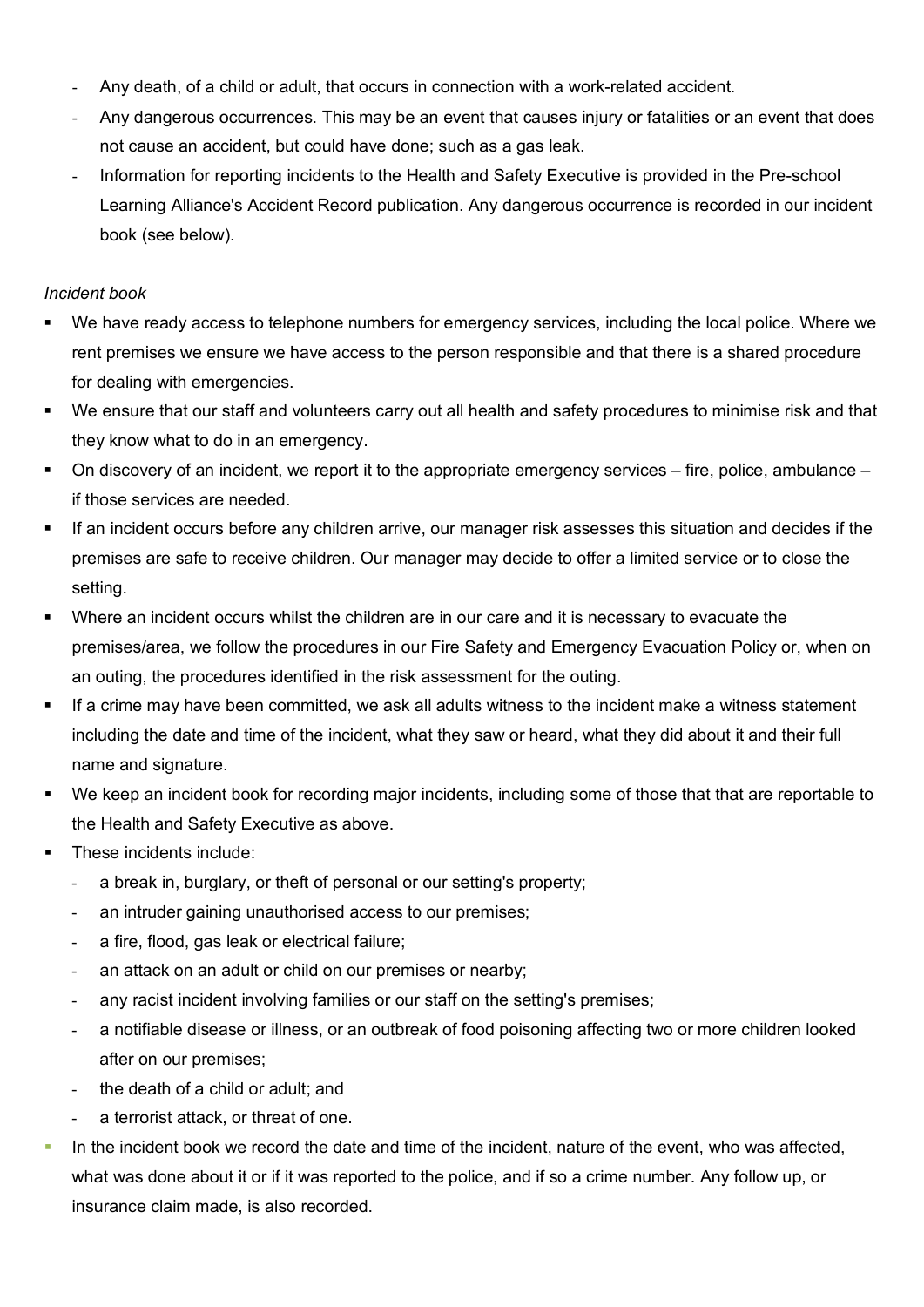- Any death, of a child or adult, that occurs in connection with a work-related accident.
- Any dangerous occurrences. This may be an event that causes injury or fatalities or an event that does not cause an accident, but could have done; such as a gas leak.
- Information for reporting incidents to the Health and Safety Executive is provided in the Pre-school Learning Alliance's Accident Record publication. Any dangerous occurrence is recorded in our incident book (see below).

*Incident book*

- We have ready access to telephone numbers for emergency services, including the local police. Where we rent premises we ensure we have access to the person responsible and that there is a shared procedure for dealing with emergencies.
- We ensure that our staff and volunteers carry out all health and safety procedures to minimise risk and that they know what to do in an emergency.
- On discovery of an incident, we report it to the appropriate emergency services – fire, police, ambulance – if those services are needed.
- If an incident occurs before any children arrive, our manager risk assesses this situation and decides if the premises are safe to receive children. Our manager may decide to offer a limited service or to close the setting.
- Where an incident occurs whilst the children are in our care and it is necessary to evacuate the premises/area, we follow the procedures in our Fire Safety and Emergency Evacuation Policy or, when on an outing, the procedures identified in the risk assessment for the outing.
- If a crime may have been committed, we ask all adults witness to the incident make a witness statement including the date and time of the incident, what they saw or heard, what they did about it and their full name and signature.
- We keep an incident book for recording major incidents, including some of those that that are reportable to the Health and Safety Executive as above.
- These incidents include:
  - a break in, burglary, or theft of personal or our setting's property;
  - an intruder gaining unauthorised access to our premises;
  - a fire, flood, gas leak or electrical failure;
  - an attack on an adult or child on our premises or nearby;
  - any racist incident involving families or our staff on the setting's premises;
  - a notifiable disease or illness, or an outbreak of food poisoning affecting two or more children looked after on our premises;
  - the death of a child or adult; and
  - a terrorist attack, or threat of one.
- In the incident book we record the date and time of the incident, nature of the event, who was affected, what was done about it or if it was reported to the police, and if so a crime number. Any follow up, or insurance claim made, is also recorded.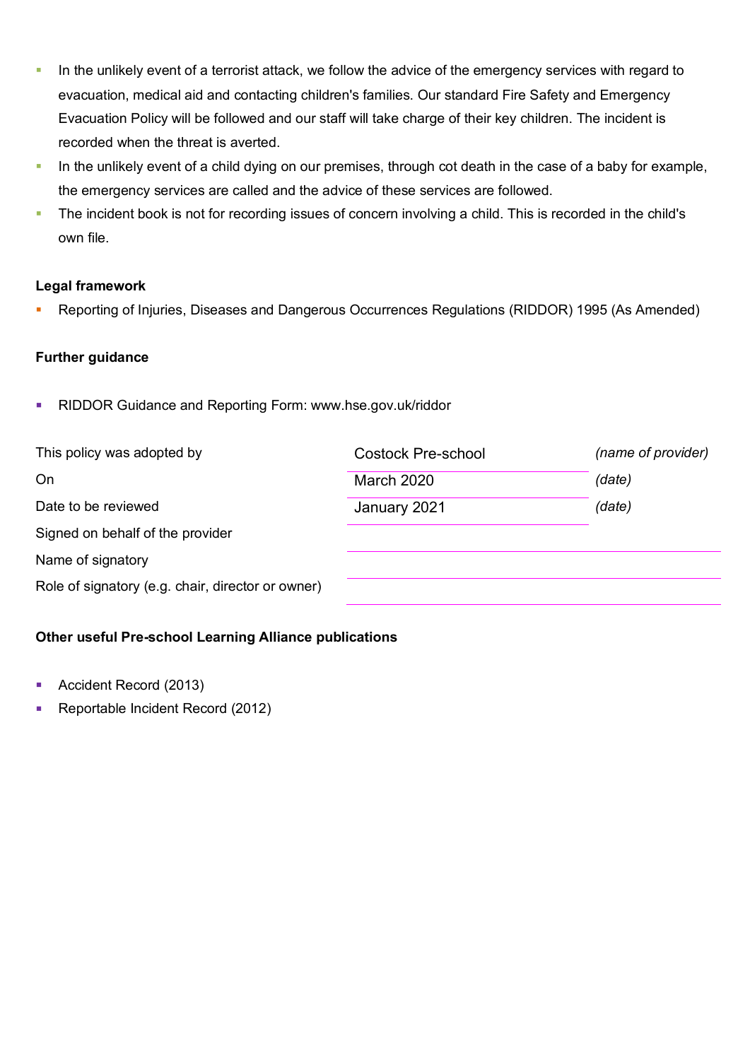- In the unlikely event of a terrorist attack, we follow the advice of the emergency services with regard to evacuation, medical aid and contacting children's families. Our standard Fire Safety and Emergency Evacuation Policy will be followed and our staff will take charge of their key children. The incident is recorded when the threat is averted.
- In the unlikely event of a child dying on our premises, through cot death in the case of a baby for example, the emergency services are called and the advice of these services are followed.
- The incident book is not for recording issues of concern involving a child. This is recorded in the child's own file.

**Legal framework**

- Reporting of Injuries, Diseases and Dangerous Occurrences Regulations (RIDDOR) 1995 (As Amended)

**Further guidance**

- RIDDOR Guidance and Reporting Form: www.hse.gov.uk/riddor

| | | |
|---|---|---|
| This policy was adopted by | Costock Pre-school | *(name of provider)* |
| On | March 2020 | *(date)* |
| Date to be reviewed | January 2021 | *(date)* |
| Signed on behalf of the provider | | |
| Name of signatory | | |
| Role of signatory (e.g. chair, director or owner) | | |

**Other useful Pre-school Learning Alliance publications**

- Accident Record (2013)
- Reportable Incident Record (2012)